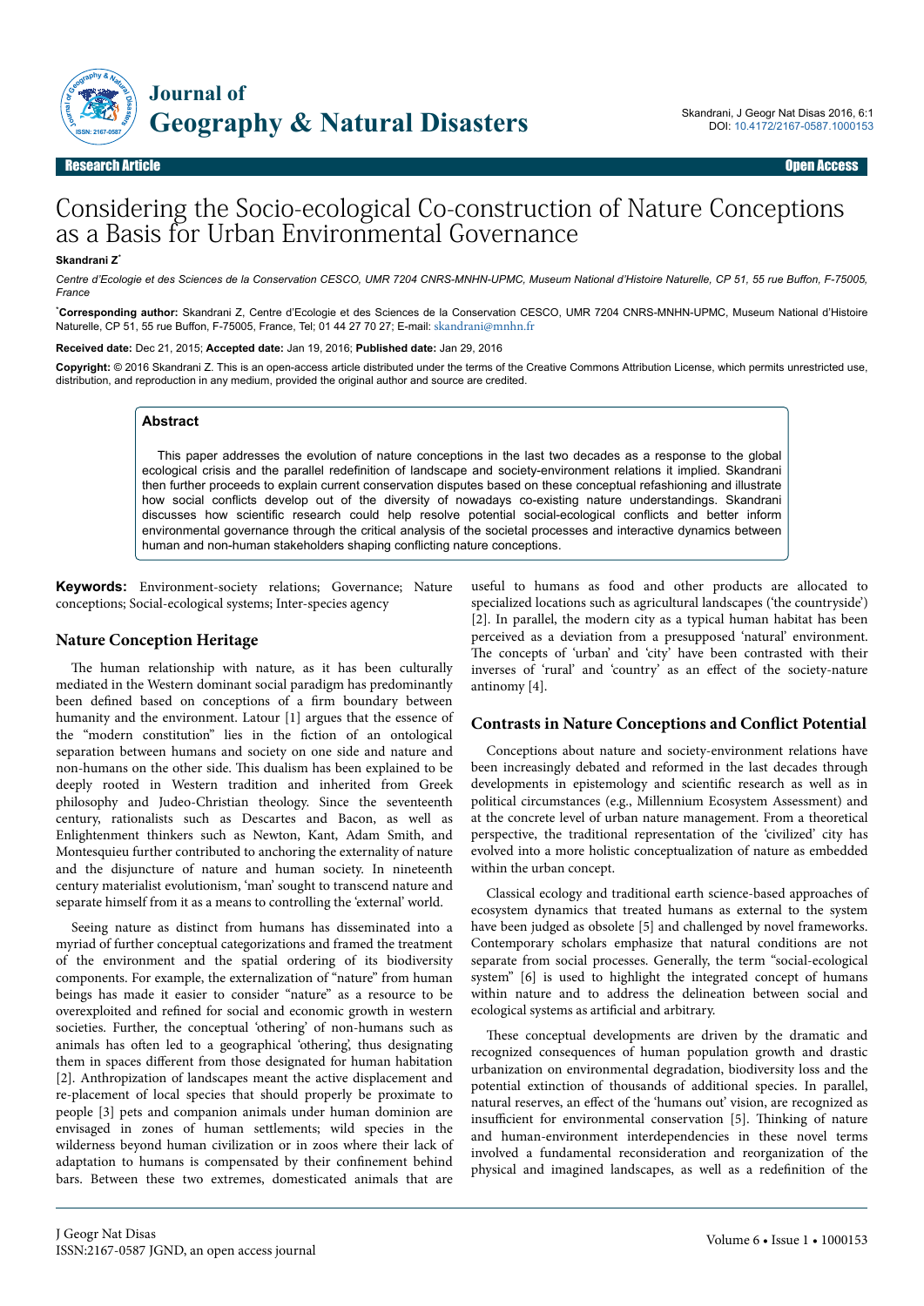Research Article — Open Access

# Considering the Socio-ecological Co-construction of Nature Conceptions as a Basis for Urban Environmental Governance

**Skandrani Z***

*Centre d'Ecologie et des Sciences de la Conservation CESCO, UMR 7204 CNRS-MNHN-UPMC, Museum National d'Histoire Naturelle, CP 51, 55 rue Buffon, F-75005, France*

***Corresponding author:** Skandrani Z, Centre d'Ecologie et des Sciences de la Conservation CESCO, UMR 7204 CNRS-MNHN-UPMC, Museum National d'Histoire Naturelle, CP 51, 55 rue Buffon, F-75005, France, Tel; 01 44 27 70 27; E-mail: skandrani@mnhn.fr

**Received date:** Dec 21, 2015; **Accepted date:** Jan 19, 2016; **Published date:** Jan 29, 2016

**Copyright:** © 2016 Skandrani Z. This is an open-access article distributed under the terms of the Creative Commons Attribution License, which permits unrestricted use, distribution, and reproduction in any medium, provided the original author and source are credited.

## Abstract

This paper addresses the evolution of nature conceptions in the last two decades as a response to the global ecological crisis and the parallel redefinition of landscape and society-environment relations it implied. Skandrani then further proceeds to explain current conservation disputes based on these conceptual refashioning and illustrate how social conflicts develop out of the diversity of nowadays co-existing nature understandings. Skandrani discusses how scientific research could help resolve potential social-ecological conflicts and better inform environmental governance through the critical analysis of the societal processes and interactive dynamics between human and non-human stakeholders shaping conflicting nature conceptions.

**Keywords:** Environment-society relations; Governance; Nature conceptions; Social-ecological systems; Inter-species agency

## Nature Conception Heritage

The human relationship with nature, as it has been culturally mediated in the Western dominant social paradigm has predominantly been defined based on conceptions of a firm boundary between humanity and the environment. Latour [1] argues that the essence of the "modern constitution" lies in the fiction of an ontological separation between humans and society on one side and nature and non-humans on the other side. This dualism has been explained to be deeply rooted in Western tradition and inherited from Greek philosophy and Judeo-Christian theology. Since the seventeenth century, rationalists such as Descartes and Bacon, as well as Enlightenment thinkers such as Newton, Kant, Adam Smith, and Montesquieu further contributed to anchoring the externality of nature and the disjuncture of nature and human society. In nineteenth century materialist evolutionism, 'man' sought to transcend nature and separate himself from it as a means to controlling the 'external' world.

Seeing nature as distinct from humans has disseminated into a myriad of further conceptual categorizations and framed the treatment of the environment and the spatial ordering of its biodiversity components. For example, the externalization of "nature" from human beings has made it easier to consider "nature" as a resource to be overexploited and refined for social and economic growth in western societies. Further, the conceptual 'othering' of non-humans such as animals has often led to a geographical 'othering', thus designating them in spaces different from those designated for human habitation [2]. Anthropization of landscapes meant the active displacement and re-placement of local species that should properly be proximate to people [3] pets and companion animals under human dominion are envisaged in zones of human settlements; wild species in the wilderness beyond human civilization or in zoos where their lack of adaptation to humans is compensated by their confinement behind bars. Between these two extremes, domesticated animals that are useful to humans as food and other products are allocated to specialized locations such as agricultural landscapes ('the countryside') [2]. In parallel, the modern city as a typical human habitat has been perceived as a deviation from a presupposed 'natural' environment. The concepts of 'urban' and 'city' have been contrasted with their inverses of 'rural' and 'country' as an effect of the society-nature antinomy [4].

## Contrasts in Nature Conceptions and Conflict Potential

Conceptions about nature and society-environment relations have been increasingly debated and reformed in the last decades through developments in epistemology and scientific research as well as in political circumstances (e.g., Millennium Ecosystem Assessment) and at the concrete level of urban nature management. From a theoretical perspective, the traditional representation of the 'civilized' city has evolved into a more holistic conceptualization of nature as embedded within the urban concept.

Classical ecology and traditional earth science-based approaches of ecosystem dynamics that treated humans as external to the system have been judged as obsolete [5] and challenged by novel frameworks. Contemporary scholars emphasize that natural conditions are not separate from social processes. Generally, the term "social-ecological system" [6] is used to highlight the integrated concept of humans within nature and to address the delineation between social and ecological systems as artificial and arbitrary.

These conceptual developments are driven by the dramatic and recognized consequences of human population growth and drastic urbanization on environmental degradation, biodiversity loss and the potential extinction of thousands of additional species. In parallel, natural reserves, an effect of the 'humans out' vision, are recognized as insufficient for environmental conservation [5]. Thinking of nature and human-environment interdependencies in these novel terms involved a fundamental reconsideration and reorganization of the physical and imagined landscapes, as well as a redefinition of the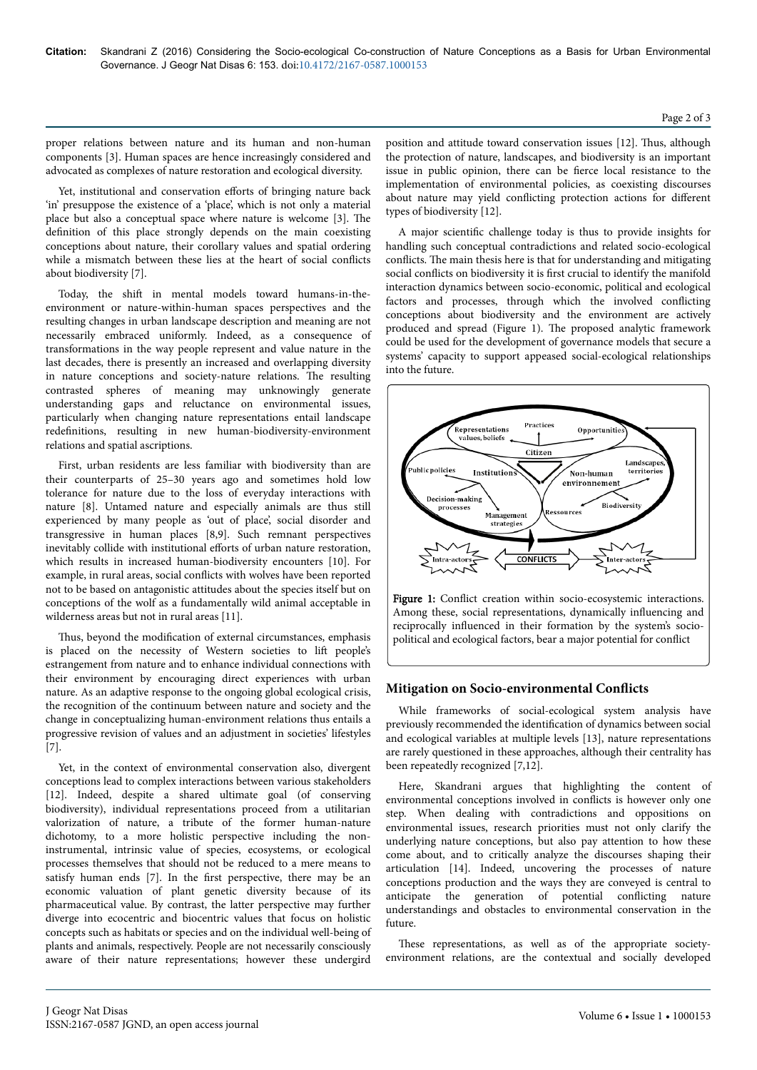proper relations between nature and its human and non-human components [3]. Human spaces are hence increasingly considered and advocated as complexes of nature restoration and ecological diversity.

Yet, institutional and conservation efforts of bringing nature back 'in' presuppose the existence of a 'place', which is not only a material place but also a conceptual space where nature is welcome [3]. The definition of this place strongly depends on the main coexisting conceptions about nature, their corollary values and spatial ordering while a mismatch between these lies at the heart of social conflicts about biodiversity [7].

Today, the shift in mental models toward humans-in-the-environment or nature-within-human spaces perspectives and the resulting changes in urban landscape description and meaning are not necessarily embraced uniformly. Indeed, as a consequence of transformations in the way people represent and value nature in the last decades, there is presently an increased and overlapping diversity in nature conceptions and society-nature relations. The resulting contrasted spheres of meaning may unknowingly generate understanding gaps and reluctance on environmental issues, particularly when changing nature representations entail landscape redefinitions, resulting in new human-biodiversity-environment relations and spatial ascriptions.

First, urban residents are less familiar with biodiversity than are their counterparts of 25–30 years ago and sometimes hold low tolerance for nature due to the loss of everyday interactions with nature [8]. Untamed nature and especially animals are thus still experienced by many people as 'out of place', social disorder and transgressive in human places [8,9]. Such remnant perspectives inevitably collide with institutional efforts of urban nature restoration, which results in increased human-biodiversity encounters [10]. For example, in rural areas, social conflicts with wolves have been reported not to be based on antagonistic attitudes about the species itself but on conceptions of the wolf as a fundamentally wild animal acceptable in wilderness areas but not in rural areas [11].

Thus, beyond the modification of external circumstances, emphasis is placed on the necessity of Western societies to lift people's estrangement from nature and to enhance individual connections with their environment by encouraging direct experiences with urban nature. As an adaptive response to the ongoing global ecological crisis, the recognition of the continuum between nature and society and the change in conceptualizing human-environment relations thus entails a progressive revision of values and an adjustment in societies' lifestyles [7].

Yet, in the context of environmental conservation also, divergent conceptions lead to complex interactions between various stakeholders [12]. Indeed, despite a shared ultimate goal (of conserving biodiversity), individual representations proceed from a utilitarian valorization of nature, a tribute of the former human-nature dichotomy, to a more holistic perspective including the non-instrumental, intrinsic value of species, ecosystems, or ecological processes themselves that should not be reduced to a mere means to satisfy human ends [7]. In the first perspective, there may be an economic valuation of plant genetic diversity because of its pharmaceutical value. By contrast, the latter perspective may further diverge into ecocentric and biocentric values that focus on holistic concepts such as habitats or species and on the individual well-being of plants and animals, respectively. People are not necessarily consciously aware of their nature representations; however these undergird position and attitude toward conservation issues [12]. Thus, although the protection of nature, landscapes, and biodiversity is an important issue in public opinion, there can be fierce local resistance to the implementation of environmental policies, as coexisting discourses about nature may yield conflicting protection actions for different types of biodiversity [12].

A major scientific challenge today is thus to provide insights for handling such conceptual contradictions and related socio-ecological conflicts. The main thesis here is that for understanding and mitigating social conflicts on biodiversity it is first crucial to identify the manifold interaction dynamics between socio-economic, political and ecological factors and processes, through which the involved conflicting conceptions about biodiversity and the environment are actively produced and spread (Figure 1). The proposed analytic framework could be used for the development of governance models that secure a systems' capacity to support appeased social-ecological relationships into the future.

**Figure 1:** Conflict creation within socio-ecosystemic interactions. Among these, social representations, dynamically influencing and reciprocally influenced in their formation by the system's socio-political and ecological factors, bear a major potential for conflict

## Mitigation on Socio-environmental Conflicts

While frameworks of social-ecological system analysis have previously recommended the identification of dynamics between social and ecological variables at multiple levels [13], nature representations are rarely questioned in these approaches, although their centrality has been repeatedly recognized [7,12].

Here, Skandrani argues that highlighting the content of environmental conceptions involved in conflicts is however only one step. When dealing with contradictions and oppositions on environmental issues, research priorities must not only clarify the underlying nature conceptions, but also pay attention to how these come about, and to critically analyze the discourses shaping their articulation [14]. Indeed, uncovering the processes of nature conceptions production and the ways they are conveyed is central to anticipate the generation of potential conflicting nature understandings and obstacles to environmental conservation in the future.

These representations, as well as of the appropriate society-environment relations, are the contextual and socially developed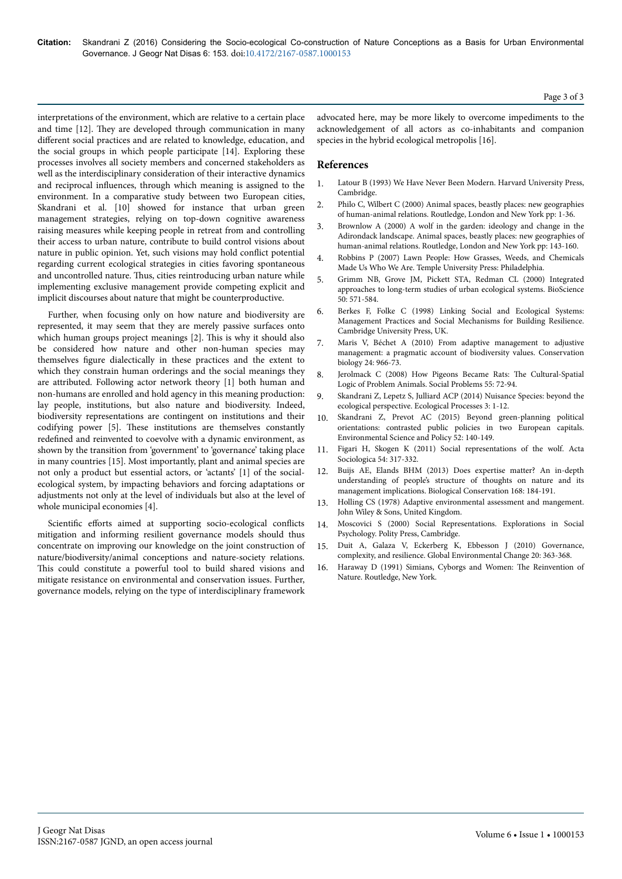interpretations of the environment, which are relative to a certain place and time [12]. They are developed through communication in many different social practices and are related to knowledge, education, and the social groups in which people participate [14]. Exploring these processes involves all society members and concerned stakeholders as well as the interdisciplinary consideration of their interactive dynamics and reciprocal influences, through which meaning is assigned to the environment. In a comparative study between two European cities, Skandrani et al. [10] showed for instance that urban green management strategies, relying on top-down cognitive awareness raising measures while keeping people in retreat from and controlling their access to urban nature, contribute to build control visions about nature in public opinion. Yet, such visions may hold conflict potential regarding current ecological strategies in cities favoring spontaneous and uncontrolled nature. Thus, cities reintroducing urban nature while implementing exclusive management provide competing explicit and implicit discourses about nature that might be counterproductive.

Further, when focusing only on how nature and biodiversity are represented, it may seem that they are merely passive surfaces onto which human groups project meanings [2]. This is why it should also be considered how nature and other non-human species may themselves figure dialectically in these practices and the extent to which they constrain human orderings and the social meanings they are attributed. Following actor network theory [1] both human and non-humans are enrolled and hold agency in this meaning production: lay people, institutions, but also nature and biodiversity. Indeed, biodiversity representations are contingent on institutions and their codifying power [5]. These institutions are themselves constantly redefined and reinvented to coevolve with a dynamic environment, as shown by the transition from 'government' to 'governance' taking place in many countries [15]. Most importantly, plant and animal species are not only a product but essential actors, or 'actants' [1] of the social-ecological system, by impacting behaviors and forcing adaptations or adjustments not only at the level of individuals but also at the level of whole municipal economies [4].

Scientific efforts aimed at supporting socio-ecological conflicts mitigation and informing resilient governance models should thus concentrate on improving our knowledge on the joint construction of nature/biodiversity/animal conceptions and nature-society relations. This could constitute a powerful tool to build shared visions and mitigate resistance on environmental and conservation issues. Further, governance models, relying on the type of interdisciplinary framework advocated here, may be more likely to overcome impediments to the acknowledgement of all actors as co-inhabitants and companion species in the hybrid ecological metropolis [16].

## References

1. Latour B (1993) We Have Never Been Modern. Harvard University Press, Cambridge.
2. Philo C, Wilbert C (2000) Animal spaces, beastly places: new geographies of human-animal relations. Routledge, London and New York pp: 1-36.
3. Brownlow A (2000) A wolf in the garden: ideology and change in the Adirondack landscape. Animal spaces, beastly places: new geographies of human-animal relations. Routledge, London and New York pp: 143-160.
4. Robbins P (2007) Lawn People: How Grasses, Weeds, and Chemicals Made Us Who We Are. Temple University Press: Philadelphia.
5. Grimm NB, Grove JM, Pickett STA, Redman CL (2000) Integrated approaches to long-term studies of urban ecological systems. BioScience 50: 571-584.
6. Berkes F, Folke C (1998) Linking Social and Ecological Systems: Management Practices and Social Mechanisms for Building Resilience. Cambridge University Press, UK.
7. Maris V, Béchet A (2010) From adaptive management to adjustive management: a pragmatic account of biodiversity values. Conservation biology 24: 966-73.
8. Jerolmack C (2008) How Pigeons Became Rats: The Cultural-Spatial Logic of Problem Animals. Social Problems 55: 72-94.
9. Skandrani Z, Lepetz S, Julliard ACP (2014) Nuisance Species: beyond the ecological perspective. Ecological Processes 3: 1-12.
10. Skandrani Z, Prevot AC (2015) Beyond green-planning political orientations: contrasted public policies in two European capitals. Environmental Science and Policy 52: 140-149.
11. Figari H, Skogen K (2011) Social representations of the wolf. Acta Sociologica 54: 317-332.
12. Buijs AE, Elands BHM (2013) Does expertise matter? An in-depth understanding of people's structure of thoughts on nature and its management implications. Biological Conservation 168: 184-191.
13. Holling CS (1978) Adaptive environmental assessment and mangement. John Wiley & Sons, United Kingdom.
14. Moscovici S (2000) Social Representations. Explorations in Social Psychology. Polity Press, Cambridge.
15. Duit A, Galaza V, Eckerberg K, Ebbesson J (2010) Governance, complexity, and resilience. Global Environmental Change 20: 363-368.
16. Haraway D (1991) Simians, Cyborgs and Women: The Reinvention of Nature. Routledge, New York.